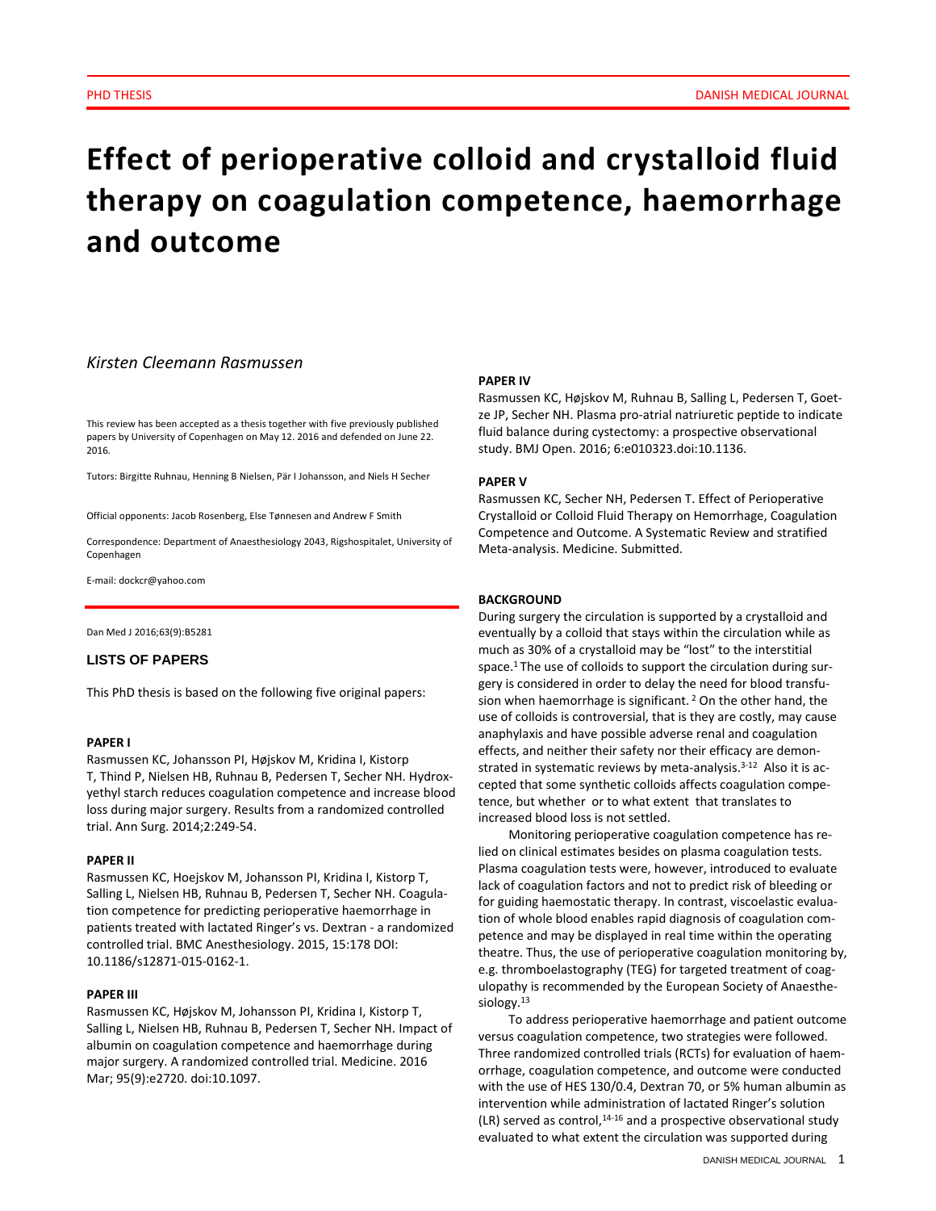# Effect of perioperative colloid and crystalloid fluid therapy on coagulation competence, haemorrhage and outcome

*Kirsten Cleemann Rasmussen*

This review has been accepted as a thesis together with five previously published papers by University of Copenhagen on May 12. 2016 and defended on June 22. 2016.

Tutors: Birgitte Ruhnau, Henning B Nielsen, Pär I Johansson, and Niels H Secher

Official opponents: Jacob Rosenberg, Else Tønnesen and Andrew F Smith

Correspondence: Department of Anaesthesiology 2043, Rigshospitalet, University of Copenhagen

E-mail: dockcr@yahoo.com

Dan Med J 2016;63(9):B5281

## LISTS OF PAPERS

This PhD thesis is based on the following five original papers:

**PAPER I**

Rasmussen KC, Johansson PI, Højskov M, Kridina I, Kistorp T, Thind P, Nielsen HB, Ruhnau B, Pedersen T, Secher NH. Hydroxyethyl starch reduces coagulation competence and increase blood loss during major surgery. Results from a randomized controlled trial. Ann Surg. 2014;2:249-54.

**PAPER II**

Rasmussen KC, Hoejskov M, Johansson PI, Kridina I, Kistorp T, Salling L, Nielsen HB, Ruhnau B, Pedersen T, Secher NH. Coagulation competence for predicting perioperative haemorrhage in patients treated with lactated Ringer's vs. Dextran - a randomized controlled trial. BMC Anesthesiology. 2015, 15:178 DOI: 10.1186/s12871-015-0162-1.

**PAPER III**

Rasmussen KC, Højskov M, Johansson PI, Kridina I, Kistorp T, Salling L, Nielsen HB, Ruhnau B, Pedersen T, Secher NH. Impact of albumin on coagulation competence and haemorrhage during major surgery. A randomized controlled trial. Medicine. 2016 Mar; 95(9):e2720. doi:10.1097.

**PAPER IV**

Rasmussen KC, Højskov M, Ruhnau B, Salling L, Pedersen T, Goetze JP, Secher NH. Plasma pro-atrial natriuretic peptide to indicate fluid balance during cystectomy: a prospective observational study. BMJ Open. 2016; 6:e010323.doi:10.1136.

**PAPER V**

Rasmussen KC, Secher NH, Pedersen T. Effect of Perioperative Crystalloid or Colloid Fluid Therapy on Hemorrhage, Coagulation Competence and Outcome. A Systematic Review and stratified Meta-analysis. Medicine. Submitted.

**BACKGROUND**

During surgery the circulation is supported by a crystalloid and eventually by a colloid that stays within the circulation while as much as 30% of a crystalloid may be "lost" to the interstitial space.[1] The use of colloids to support the circulation during surgery is considered in order to delay the need for blood transfusion when haemorrhage is significant. [2] On the other hand, the use of colloids is controversial, that is they are costly, may cause anaphylaxis and have possible adverse renal and coagulation effects, and neither their safety nor their efficacy are demonstrated in systematic reviews by meta-analysis.[3-12] Also it is accepted that some synthetic colloids affects coagulation competence, but whether or to what extent that translates to increased blood loss is not settled.

Monitoring perioperative coagulation competence has relied on clinical estimates besides on plasma coagulation tests. Plasma coagulation tests were, however, introduced to evaluate lack of coagulation factors and not to predict risk of bleeding or for guiding haemostatic therapy. In contrast, viscoelastic evaluation of whole blood enables rapid diagnosis of coagulation competence and may be displayed in real time within the operating theatre. Thus, the use of perioperative coagulation monitoring by, e.g. thromboelastography (TEG) for targeted treatment of coagulopathy is recommended by the European Society of Anaesthesiology.[13]

To address perioperative haemorrhage and patient outcome versus coagulation competence, two strategies were followed. Three randomized controlled trials (RCTs) for evaluation of haemorrhage, coagulation competence, and outcome were conducted with the use of HES 130/0.4, Dextran 70, or 5% human albumin as intervention while administration of lactated Ringer's solution (LR) served as control,[14-16] and a prospective observational study evaluated to what extent the circulation was supported during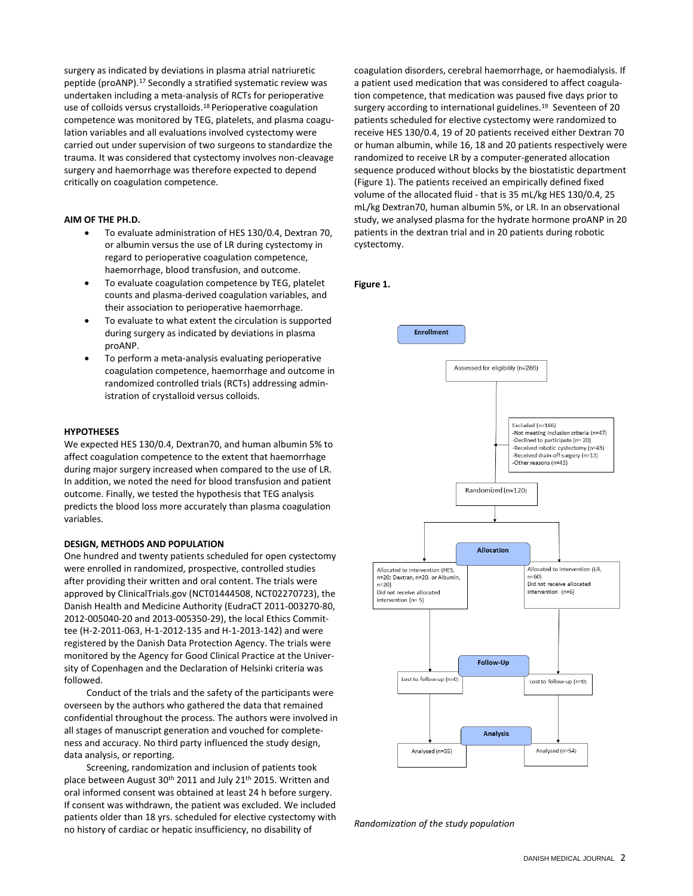surgery as indicated by deviations in plasma atrial natriuretic peptide (proANP).[17] Secondly a stratified systematic review was undertaken including a meta-analysis of RCTs for perioperative use of colloids versus crystalloids.[18] Perioperative coagulation competence was monitored by TEG, platelets, and plasma coagulation variables and all evaluations involved cystectomy were carried out under supervision of two surgeons to standardize the trauma. It was considered that cystectomy involves non-cleavage surgery and haemorrhage was therefore expected to depend critically on coagulation competence.

## AIM OF THE PH.D.

- To evaluate administration of HES 130/0.4, Dextran 70, or albumin versus the use of LR during cystectomy in regard to perioperative coagulation competence, haemorrhage, blood transfusion, and outcome.
- To evaluate coagulation competence by TEG, platelet counts and plasma-derived coagulation variables, and their association to perioperative haemorrhage.
- To evaluate to what extent the circulation is supported during surgery as indicated by deviations in plasma proANP.
- To perform a meta-analysis evaluating perioperative coagulation competence, haemorrhage and outcome in randomized controlled trials (RCTs) addressing administration of crystalloid versus colloids.

## HYPOTHESES

We expected HES 130/0.4, Dextran70, and human albumin 5% to affect coagulation competence to the extent that haemorrhage during major surgery increased when compared to the use of LR. In addition, we noted the need for blood transfusion and patient outcome. Finally, we tested the hypothesis that TEG analysis predicts the blood loss more accurately than plasma coagulation variables.

## DESIGN, METHODS AND POPULATION

One hundred and twenty patients scheduled for open cystectomy were enrolled in randomized, prospective, controlled studies after providing their written and oral content. The trials were approved by ClinicalTrials.gov (NCT01444508, NCT02270723), the Danish Health and Medicine Authority (EudraCT 2011-003270-80, 2012-005040-20 and 2013-005350-29), the local Ethics Committee (H-2-2011-063, H-1-2012-135 and H-1-2013-142) and were registered by the Danish Data Protection Agency. The trials were monitored by the Agency for Good Clinical Practice at the University of Copenhagen and the Declaration of Helsinki criteria was followed.

Conduct of the trials and the safety of the participants were overseen by the authors who gathered the data that remained confidential throughout the process. The authors were involved in all stages of manuscript generation and vouched for completeness and accuracy. No third party influenced the study design, data analysis, or reporting.

Screening, randomization and inclusion of patients took place between August 30th 2011 and July 21th 2015. Written and oral informed consent was obtained at least 24 h before surgery. If consent was withdrawn, the patient was excluded. We included patients older than 18 yrs. scheduled for elective cystectomy with no history of cardiac or hepatic insufficiency, no disability of coagulation disorders, cerebral haemorrhage, or haemodialysis. If a patient used medication that was considered to affect coagulation competence, that medication was paused five days prior to surgery according to international guidelines.[19] Seventeen of 20 patients scheduled for elective cystectomy were randomized to receive HES 130/0.4, 19 of 20 patients received either Dextran 70 or human albumin, while 16, 18 and 20 patients respectively were randomized to receive LR by a computer-generated allocation sequence produced without blocks by the biostatistic department (Figure 1). The patients received an empirically defined fixed volume of the allocated fluid - that is 35 mL/kg HES 130/0.4, 25 mL/kg Dextran70, human albumin 5%, or LR. In an observational study, we analysed plasma for the hydrate hormone proANP in 20 patients in the dextran trial and in 20 patients during robotic cystectomy.

**Figure 1.**

Enrollment

Assessed for eligibility (n=286)

Excluded (n=166)
-Not meeting inclusion criteria (n=47)
-Declined to participate (n= 20)
-Received robotic cystectomy (n=43)
-Received drain-off surgery (n=13)
-Other reasons (n=43)

Randomized (n=120)

Allocation

Allocated to intervention (HES, n=20; Dextran, n=20, or Albumin, n=20)
Did not receive allocated intervention (n= 5)

Allocated to intervention (LR, n=60)
Did not receive allocated intervention (n=6)

Follow-Up

Lost to follow-up (n=0)

Lost to follow-up (n=0)

Analysis

Analysed (n=55)

Analysed (n=54)

*Randomization of the study population*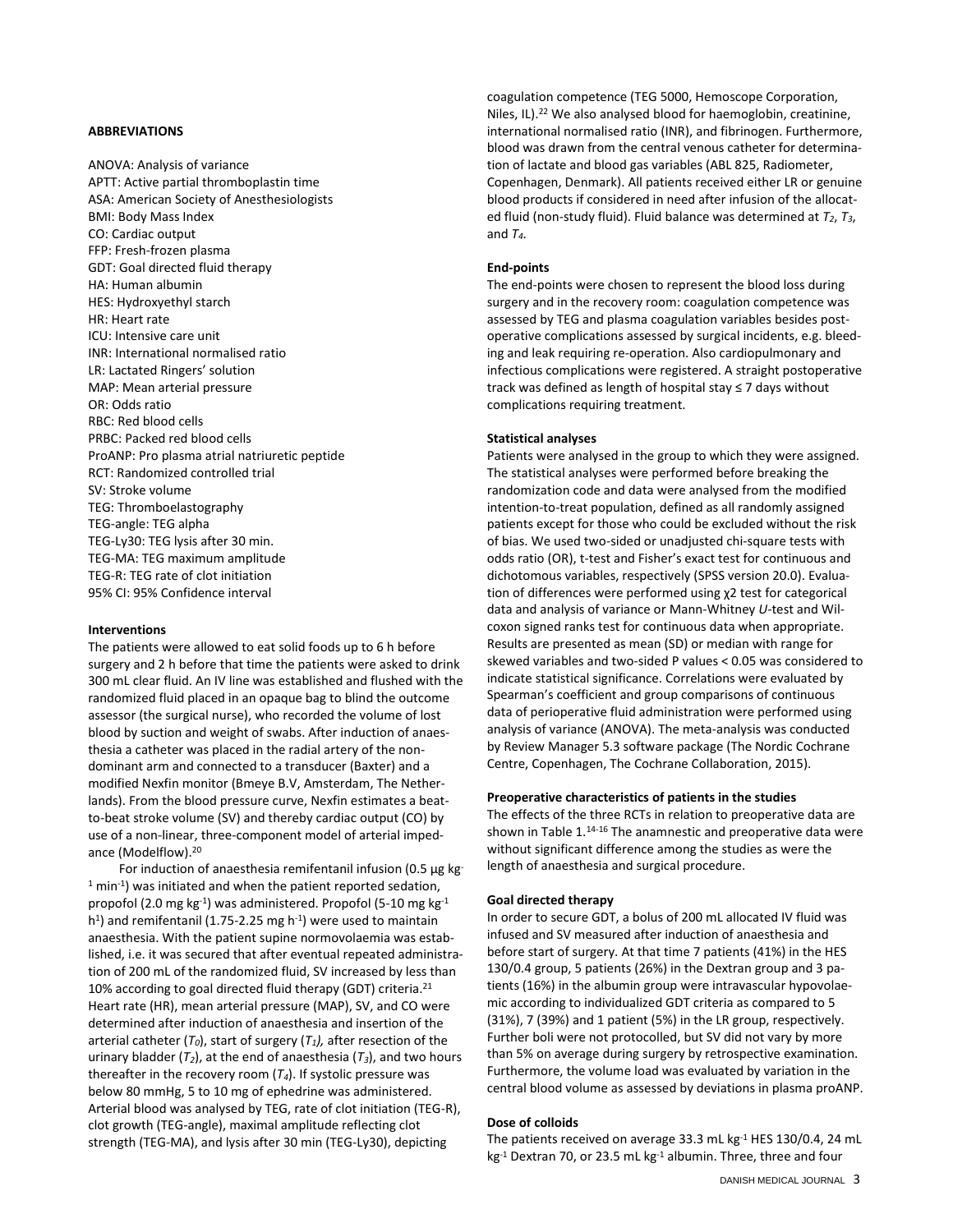**ABBREVIATIONS**

ANOVA: Analysis of variance
APTT: Active partial thromboplastin time
ASA: American Society of Anesthesiologists
BMI: Body Mass Index
CO: Cardiac output
FFP: Fresh-frozen plasma
GDT: Goal directed fluid therapy
HA: Human albumin
HES: Hydroxyethyl starch
HR: Heart rate
ICU: Intensive care unit
INR: International normalised ratio
LR: Lactated Ringers' solution
MAP: Mean arterial pressure
OR: Odds ratio
RBC: Red blood cells
PRBC: Packed red blood cells
ProANP: Pro plasma atrial natriuretic peptide
RCT: Randomized controlled trial
SV: Stroke volume
TEG: Thromboelastography
TEG-angle: TEG alpha
TEG-Ly30: TEG lysis after 30 min.
TEG-MA: TEG maximum amplitude
TEG-R: TEG rate of clot initiation
95% CI: 95% Confidence interval

**Interventions**

The patients were allowed to eat solid foods up to 6 h before surgery and 2 h before that time the patients were asked to drink 300 mL clear fluid. An IV line was established and flushed with the randomized fluid placed in an opaque bag to blind the outcome assessor (the surgical nurse), who recorded the volume of lost blood by suction and weight of swabs. After induction of anaesthesia a catheter was placed in the radial artery of the non-dominant arm and connected to a transducer (Baxter) and a modified Nexfin monitor (Bmeye B.V, Amsterdam, The Netherlands). From the blood pressure curve, Nexfin estimates a beat-to-beat stroke volume (SV) and thereby cardiac output (CO) by use of a non-linear, three-component model of arterial impedance (Modelflow).[20]

For induction of anaesthesia remifentanil infusion (0.5 µg $kg^{-1}$ $min^{-1}$) was initiated and when the patient reported sedation, propofol (2.0 mg $kg^{-1}$) was administered. Propofol (5-10 mg $kg^{-1}$ $h^{1}$) and remifentanil (1.75-2.25 mg $h^{-1}$) were used to maintain anaesthesia. With the patient supine normovolaemia was established, i.e. it was secured that after eventual repeated administration of 200 mL of the randomized fluid, SV increased by less than 10% according to goal directed fluid therapy (GDT) criteria.[21] Heart rate (HR), mean arterial pressure (MAP), SV, and CO were determined after induction of anaesthesia and insertion of the arterial catheter ($T_0$), start of surgery ($T_1$), after resection of the urinary bladder ($T_2$), at the end of anaesthesia ($T_3$), and two hours thereafter in the recovery room ($T_4$). If systolic pressure was below 80 mmHg, 5 to 10 mg of ephedrine was administered. Arterial blood was analysed by TEG, rate of clot initiation (TEG-R), clot growth (TEG-angle), maximal amplitude reflecting clot strength (TEG-MA), and lysis after 30 min (TEG-Ly30), depicting coagulation competence (TEG 5000, Hemoscope Corporation, Niles, IL).[22] We also analysed blood for haemoglobin, creatinine, international normalised ratio (INR), and fibrinogen. Furthermore, blood was drawn from the central venous catheter for determination of lactate and blood gas variables (ABL 825, Radiometer, Copenhagen, Denmark). All patients received either LR or genuine blood products if considered in need after infusion of the allocated fluid (non-study fluid). Fluid balance was determined at $T_2$, $T_3$, and $T_4$.

**End-points**

The end-points were chosen to represent the blood loss during surgery and in the recovery room: coagulation competence was assessed by TEG and plasma coagulation variables besides postoperative complications assessed by surgical incidents, e.g. bleeding and leak requiring re-operation. Also cardiopulmonary and infectious complications were registered. A straight postoperative track was defined as length of hospital stay ≤ 7 days without complications requiring treatment.

**Statistical analyses**

Patients were analysed in the group to which they were assigned. The statistical analyses were performed before breaking the randomization code and data were analysed from the modified intention-to-treat population, defined as all randomly assigned patients except for those who could be excluded without the risk of bias. We used two-sided or unadjusted chi-square tests with odds ratio (OR), t-test and Fisher's exact test for continuous and dichotomous variables, respectively (SPSS version 20.0). Evaluation of differences were performed using $\chi^2$ test for categorical data and analysis of variance or Mann-Whitney *U*-test and Wilcoxon signed ranks test for continuous data when appropriate. Results are presented as mean (SD) or median with range for skewed variables and two-sided P values < 0.05 was considered to indicate statistical significance. Correlations were evaluated by Spearman's coefficient and group comparisons of continuous data of perioperative fluid administration were performed using analysis of variance (ANOVA). The meta-analysis was conducted by Review Manager 5.3 software package (The Nordic Cochrane Centre, Copenhagen, The Cochrane Collaboration, 2015).

**Preoperative characteristics of patients in the studies**

The effects of the three RCTs in relation to preoperative data are shown in Table 1.[14-16] The anamnestic and preoperative data were without significant difference among the studies as were the length of anaesthesia and surgical procedure.

**Goal directed therapy**

In order to secure GDT, a bolus of 200 mL allocated IV fluid was infused and SV measured after induction of anaesthesia and before start of surgery. At that time 7 patients (41%) in the HES 130/0.4 group, 5 patients (26%) in the Dextran group and 3 patients (16%) in the albumin group were intravascular hypovolaemic according to individualized GDT criteria as compared to 5 (31%), 7 (39%) and 1 patient (5%) in the LR group, respectively. Further boli were not protocolled, but SV did not vary by more than 5% on average during surgery by retrospective examination. Furthermore, the volume load was evaluated by variation in the central blood volume as assessed by deviations in plasma proANP.

**Dose of colloids**

The patients received on average 33.3 mL $kg^{-1}$ HES 130/0.4, 24 mL $kg^{-1}$ Dextran 70, or 23.5 mL $kg^{-1}$ albumin. Three, three and four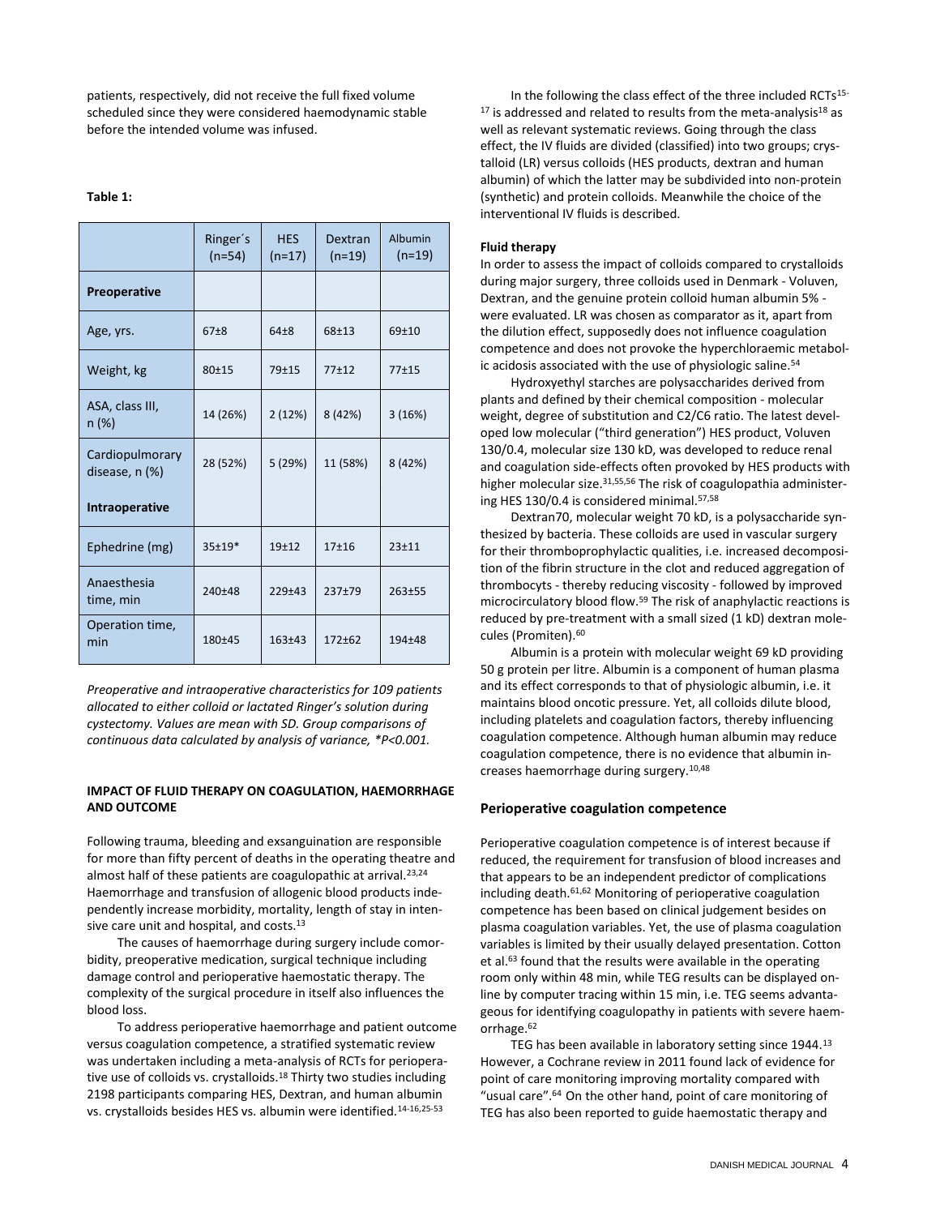patients, respectively, did not receive the full fixed volume scheduled since they were considered haemodynamic stable before the intended volume was infused.

**Table 1:**

| | Ringer´s (n=54) | HES (n=17) | Dextran (n=19) | Albumin (n=19) |
|---|---|---|---|---|
| **Preoperative** | | | | |
| Age, yrs. | 67±8 | 64±8 | 68±13 | 69±10 |
| Weight, kg | 80±15 | 79±15 | 77±12 | 77±15 |
| ASA, class III, n (%) | 14 (26%) | 2 (12%) | 8 (42%) | 3 (16%) |
| Cardiopulmorary disease, n (%) | 28 (52%) | 5 (29%) | 11 (58%) | 8 (42%) |
| **Intraoperative** | | | | |
| Ephedrine (mg) | 35±19* | 19±12 | 17±16 | 23±11 |
| Anaesthesia time, min | 240±48 | 229±43 | 237±79 | 263±55 |
| Operation time, min | 180±45 | 163±43 | 172±62 | 194±48 |

*Preoperative and intraoperative characteristics for 109 patients allocated to either colloid or lactated Ringer's solution during cystectomy. Values are mean with SD. Group comparisons of continuous data calculated by analysis of variance, *P<0.001.*

**IMPACT OF FLUID THERAPY ON COAGULATION, HAEMORRHAGE AND OUTCOME**

Following trauma, bleeding and exsanguination are responsible for more than fifty percent of deaths in the operating theatre and almost half of these patients are coagulopathic at arrival.[23,24] Haemorrhage and transfusion of allogenic blood products independently increase morbidity, mortality, length of stay in intensive care unit and hospital, and costs.[13]

The causes of haemorrhage during surgery include comorbidity, preoperative medication, surgical technique including damage control and perioperative haemostatic therapy. The complexity of the surgical procedure in itself also influences the blood loss.

To address perioperative haemorrhage and patient outcome versus coagulation competence, a stratified systematic review was undertaken including a meta-analysis of RCTs for perioperative use of colloids vs. crystalloids.[18] Thirty two studies including 2198 participants comparing HES, Dextran, and human albumin vs. crystalloids besides HES vs. albumin were identified.[14-16,25-53]

In the following the class effect of the three included RCTs[15-17] is addressed and related to results from the meta-analysis[18] as well as relevant systematic reviews. Going through the class effect, the IV fluids are divided (classified) into two groups; crystalloid (LR) versus colloids (HES products, dextran and human albumin) of which the latter may be subdivided into non-protein (synthetic) and protein colloids. Meanwhile the choice of the interventional IV fluids is described.

**Fluid therapy**

In order to assess the impact of colloids compared to crystalloids during major surgery, three colloids used in Denmark - Voluven, Dextran, and the genuine protein colloid human albumin 5% - were evaluated. LR was chosen as comparator as it, apart from the dilution effect, supposedly does not influence coagulation competence and does not provoke the hyperchloraemic metabolic acidosis associated with the use of physiologic saline.[54]

Hydroxyethyl starches are polysaccharides derived from plants and defined by their chemical composition - molecular weight, degree of substitution and C2/C6 ratio. The latest developed low molecular ("third generation") HES product, Voluven 130/0.4, molecular size 130 kD, was developed to reduce renal and coagulation side-effects often provoked by HES products with higher molecular size.[31,55,56] The risk of coagulopathia administering HES 130/0.4 is considered minimal.[57,58]

Dextran70, molecular weight 70 kD, is a polysaccharide synthesized by bacteria. These colloids are used in vascular surgery for their thromboprophylactic qualities, i.e. increased decomposition of the fibrin structure in the clot and reduced aggregation of thrombocytes - thereby reducing viscosity - followed by improved microcirculatory blood flow.[59] The risk of anaphylactic reactions is reduced by pre-treatment with a small sized (1 kD) dextran molecules (Promiten).[60]

Albumin is a protein with molecular weight 69 kD providing 50 g protein per litre. Albumin is a component of human plasma and its effect corresponds to that of physiologic albumin, i.e. it maintains blood oncotic pressure. Yet, all colloids dilute blood, including platelets and coagulation factors, thereby influencing coagulation competence. Although human albumin may reduce coagulation competence, there is no evidence that albumin increases haemorrhage during surgery.[10,48]

## Perioperative coagulation competence

Perioperative coagulation competence is of interest because if reduced, the requirement for transfusion of blood increases and that appears to be an independent predictor of complications including death.[61,62] Monitoring of perioperative coagulation competence has been based on clinical judgement besides on plasma coagulation variables. Yet, the use of plasma coagulation variables is limited by their usually delayed presentation. Cotton et al.[63] found that the results were available in the operating room only within 48 min, while TEG results can be displayed online by computer tracing within 15 min, i.e. TEG seems advantageous for identifying coagulopathy in patients with severe haemorrhage.[62]

TEG has been available in laboratory setting since 1944.[13] However, a Cochrane review in 2011 found lack of evidence for point of care monitoring improving mortality compared with "usual care".[64] On the other hand, point of care monitoring of TEG has also been reported to guide haemostatic therapy and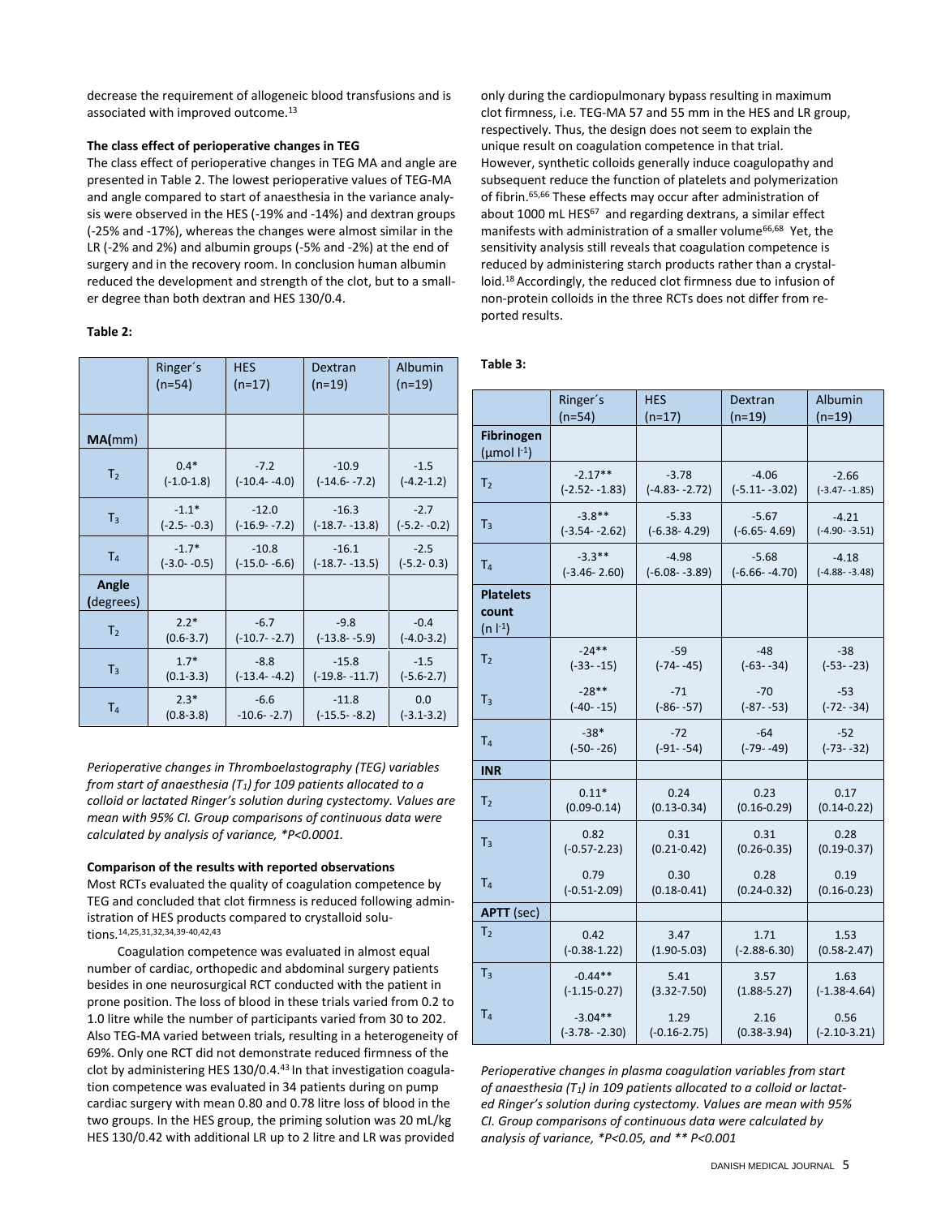decrease the requirement of allogeneic blood transfusions and is associated with improved outcome.[13]

**The class effect of perioperative changes in TEG**

The class effect of perioperative changes in TEG MA and angle are presented in Table 2. The lowest perioperative values of TEG-MA and angle compared to start of anaesthesia in the variance analysis were observed in the HES (-19% and -14%) and dextran groups (-25% and -17%), whereas the changes were almost similar in the LR (-2% and 2%) and albumin groups (-5% and -2%) at the end of surgery and in the recovery room. In conclusion human albumin reduced the development and strength of the clot, but to a smaller degree than both dextran and HES 130/0.4.

**Table 2:**

| | Ringer´s (n=54) | HES (n=17) | Dextran (n=19) | Albumin (n=19) |
|---|---|---|---|---|
| **MA**(mm) | | | | |
| $T_2$ | 0.4* (-1.0-1.8) | -7.2 (-10.4- -4.0) | -10.9 (-14.6- -7.2) | -1.5 (-4.2-1.2) |
| $T_3$ | -1.1* (-2.5- -0.3) | -12.0 (-16.9- -7.2) | -16.3 (-18.7- -13.8) | -2.7 (-5.2- -0.2) |
| $T_4$ | -1.7* (-3.0- -0.5) | -10.8 (-15.0- -6.6) | -16.1 (-18.7- -13.5) | -2.5 (-5.2- 0.3) |
| **Angle** (degrees) | | | | |
| $T_2$ | 2.2* (0.6-3.7) | -6.7 (-10.7- -2.7) | -9.8 (-13.8- -5.9) | -0.4 (-4.0-3.2) |
| $T_3$ | 1.7* (0.1-3.3) | -8.8 (-13.4- -4.2) | -15.8 (-19.8- -11.7) | -1.5 (-5.6-2.7) |
| $T_4$ | 2.3* (0.8-3.8) | -6.6 -10.6- -2.7) | -11.8 (-15.5- -8.2) | 0.0 (-3.1-3.2) |

*Perioperative changes in Thromboelastography (TEG) variables from start of anaesthesia ($T_1$) for 109 patients allocated to a colloid or lactated Ringer's solution during cystectomy. Values are mean with 95% CI. Group comparisons of continuous data were calculated by analysis of variance, *P<0.0001.*

**Comparison of the results with reported observations**

Most RCTs evaluated the quality of coagulation competence by TEG and concluded that clot firmness is reduced following administration of HES products compared to crystalloid solutions.[14,25,31,32,34,39-40,42,43]

Coagulation competence was evaluated in almost equal number of cardiac, orthopedic and abdominal surgery patients besides in one neurosurgical RCT conducted with the patient in prone position. The loss of blood in these trials varied from 0.2 to 1.0 litre while the number of participants varied from 30 to 202. Also TEG-MA varied between trials, resulting in a heterogeneity of 69%. Only one RCT did not demonstrate reduced firmness of the clot by administering HES 130/0.4.[43] In that investigation coagulation competence was evaluated in 34 patients during on pump cardiac surgery with mean 0.80 and 0.78 litre loss of blood in the two groups. In the HES group, the priming solution was 20 mL/kg HES 130/0.42 with additional LR up to 2 litre and LR was provided only during the cardiopulmonary bypass resulting in maximum clot firmness, i.e. TEG-MA 57 and 55 mm in the HES and LR group, respectively. Thus, the design does not seem to explain the unique result on coagulation competence in that trial.

However, synthetic colloids generally induce coagulopathy and subsequent reduce the function of platelets and polymerization of fibrin.[65,66] These effects may occur after administration of about 1000 mL HES[67] and regarding dextrans, a similar effect manifests with administration of a smaller volume[66,68] Yet, the sensitivity analysis still reveals that coagulation competence is reduced by administering starch products rather than a crystalloid.[18] Accordingly, the reduced clot firmness due to infusion of non-protein colloids in the three RCTs does not differ from reported results.

**Table 3:**

| | Ringer´s (n=54) | HES (n=17) | Dextran (n=19) | Albumin (n=19) |
|---|---|---|---|---|
| **Fibrinogen** (µmol l⁻¹) | | | | |
| $T_2$ | -2.17** (-2.52- -1.83) | -3.78 (-4.83- -2.72) | -4.06 (-5.11- -3.02) | -2.66 (-3.47- -1.85) |
| $T_3$ | -3.8** (-3.54- -2.62) | -5.33 (-6.38- 4.29) | -5.67 (-6.65- 4.69) | -4.21 (-4.90- -3.51) |
| $T_4$ | -3.3** (-3.46- 2.60) | -4.98 (-6.08- -3.89) | -5.68 (-6.66- -4.70) | -4.18 (-4.88- -3.48) |
| **Platelets count** (n l⁻¹) | | | | |
| $T_2$ | -24** (-33- -15) | -59 (-74- -45) | -48 (-63- -34) | -38 (-53- -23) |
| $T_3$ | -28** (-40- -15) | -71 (-86- -57) | -70 (-87- -53) | -53 (-72- -34) |
| $T_4$ | -38* (-50- -26) | -72 (-91- -54) | -64 (-79- -49) | -52 (-73- -32) |
| **INR** | | | | |
| $T_2$ | 0.11* (0.09-0.14) | 0.24 (0.13-0.34) | 0.23 (0.16-0.29) | 0.17 (0.14-0.22) |
| $T_3$ | 0.82 (-0.57-2.23) | 0.31 (0.21-0.42) | 0.31 (0.26-0.35) | 0.28 (0.19-0.37) |
| $T_4$ | 0.79 (-0.51-2.09) | 0.30 (0.18-0.41) | 0.28 (0.24-0.32) | 0.19 (0.16-0.23) |
| **APTT** (sec) | | | | |
| $T_2$ | 0.42 (-0.38-1.22) | 3.47 (1.90-5.03) | 1.71 (-2.88-6.30) | 1.53 (0.58-2.47) |
| $T_3$ | -0.44** (-1.15-0.27) | 5.41 (3.32-7.50) | 3.57 (1.88-5.27) | 1.63 (-1.38-4.64) |
| $T_4$ | -3.04** (-3.78- -2.30) | 1.29 (-0.16-2.75) | 2.16 (0.38-3.94) | 0.56 (-2.10-3.21) |

*Perioperative changes in plasma coagulation variables from start of anaesthesia ($T_1$) in 109 patients allocated to a colloid or lactated Ringer's solution during cystectomy. Values are mean with 95% CI. Group comparisons of continuous data were calculated by analysis of variance, *P<0.05, and ** P<0.001*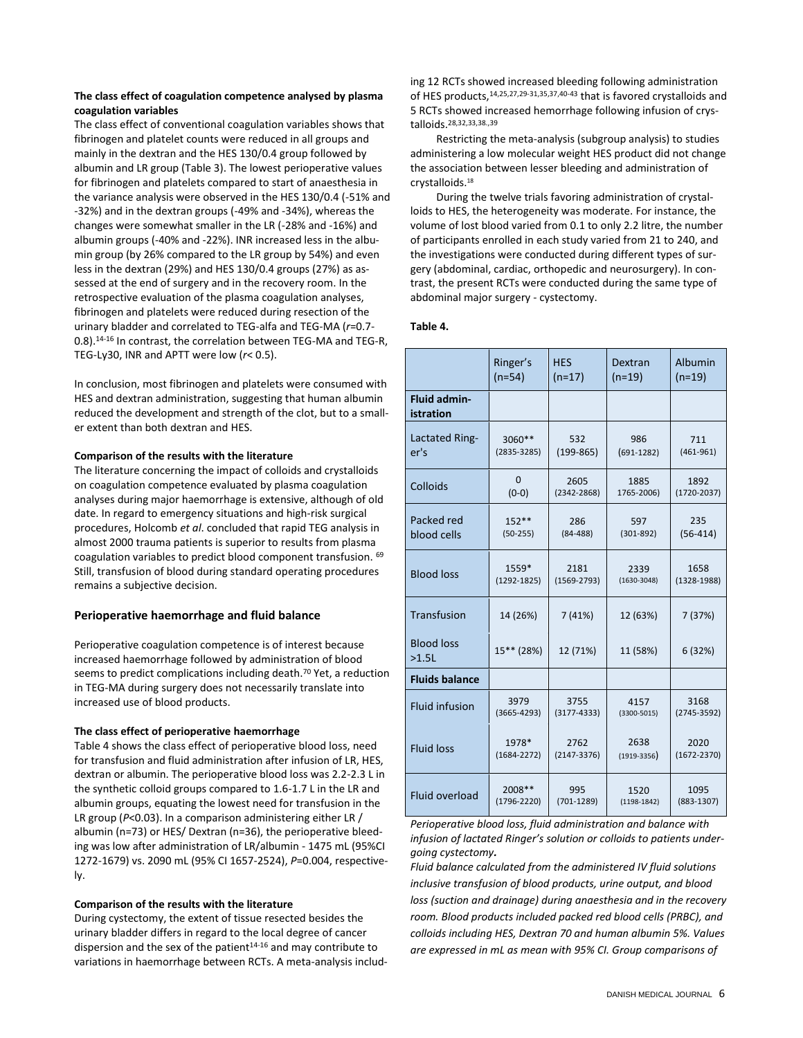**The class effect of coagulation competence analysed by plasma coagulation variables**

The class effect of conventional coagulation variables shows that fibrinogen and platelet counts were reduced in all groups and mainly in the dextran and the HES 130/0.4 group followed by albumin and LR group (Table 3). The lowest perioperative values for fibrinogen and platelets compared to start of anaesthesia in the variance analysis were observed in the HES 130/0.4 (-51% and -32%) and in the dextran groups (-49% and -34%), whereas the changes were somewhat smaller in the LR (-28% and -16%) and albumin groups (-40% and -22%). INR increased less in the albumin group (by 26% compared to the LR group by 54%) and even less in the dextran (29%) and HES 130/0.4 groups (27%) as assessed at the end of surgery and in the recovery room. In the retrospective evaluation of the plasma coagulation analyses, fibrinogen and platelets were reduced during resection of the urinary bladder and correlated to TEG-alfa and TEG-MA ($r$=0.7-0.8).[14-16] In contrast, the correlation between TEG-MA and TEG-R, TEG-Ly30, INR and APTT were low ($r$< 0.5).

In conclusion, most fibrinogen and platelets were consumed with HES and dextran administration, suggesting that human albumin reduced the development and strength of the clot, but to a smaller extent than both dextran and HES.

**Comparison of the results with the literature**

The literature concerning the impact of colloids and crystalloids on coagulation competence evaluated by plasma coagulation analyses during major haemorrhage is extensive, although of old date. In regard to emergency situations and high-risk surgical procedures, Holcomb *et al*. concluded that rapid TEG analysis in almost 2000 trauma patients is superior to results from plasma coagulation variables to predict blood component transfusion. [69] Still, transfusion of blood during standard operating procedures remains a subjective decision.

## Perioperative haemorrhage and fluid balance

Perioperative coagulation competence is of interest because increased haemorrhage followed by administration of blood seems to predict complications including death.[70] Yet, a reduction in TEG-MA during surgery does not necessarily translate into increased use of blood products.

**The class effect of perioperative haemorrhage**

Table 4 shows the class effect of perioperative blood loss, need for transfusion and fluid administration after infusion of LR, HES, dextran or albumin. The perioperative blood loss was 2.2-2.3 L in the synthetic colloid groups compared to 1.6-1.7 L in the LR and albumin groups, equating the lowest need for transfusion in the LR group ($P$<0.03). In a comparison administering either LR / albumin (n=73) or HES/ Dextran (n=36), the perioperative bleeding was low after administration of LR/albumin - 1475 mL (95%CI 1272-1679) vs. 2090 mL (95% CI 1657-2524), $P$=0.004, respectively.

**Comparison of the results with the literature**

During cystectomy, the extent of tissue resected besides the urinary bladder differs in regard to the local degree of cancer dispersion and the sex of the patient[14-16] and may contribute to variations in haemorrhage between RCTs. A meta-analysis including 12 RCTs showed increased bleeding following administration of HES products,[14,25,27,29-31,35,37,40-43] that is favored crystalloids and 5 RCTs showed increased hemorrhage following infusion of crystalloids.[28,32,33,38,39]

Restricting the meta-analysis (subgroup analysis) to studies administering a low molecular weight HES product did not change the association between lesser bleeding and administration of crystalloids.[18]

During the twelve trials favoring administration of crystalloids to HES, the heterogeneity was moderate. For instance, the volume of lost blood varied from 0.1 to only 2.2 litre, the number of participants enrolled in each study varied from 21 to 240, and the investigations were conducted during different types of surgery (abdominal, cardiac, orthopedic and neurosurgery). In contrast, the present RCTs were conducted during the same type of abdominal major surgery - cystectomy.

**Table 4.**

| | Ringer's (n=54) | HES (n=17) | Dextran (n=19) | Albumin (n=19) |
|---|---|---|---|---|
| **Fluid administration** | | | | |
| Lactated Ringer's | 3060** (2835-3285) | 532 (199-865) | 986 (691-1282) | 711 (461-961) |
| Colloids | 0 (0-0) | 2605 (2342-2868) | 1885 1765-2006) | 1892 (1720-2037) |
| Packed red blood cells | 152** (50-255) | 286 (84-488) | 597 (301-892) | 235 (56-414) |
| Blood loss | 1559* (1292-1825) | 2181 (1569-2793) | 2339 (1630-3048) | 1658 (1328-1988) |
| Transfusion | 14 (26%) | 7 (41%) | 12 (63%) | 7 (37%) |
| Blood loss >1.5L | 15** (28%) | 12 (71%) | 11 (58%) | 6 (32%) |
| **Fluids balance** | | | | |
| Fluid infusion | 3979 (3665-4293) | 3755 (3177-4333) | 4157 (3300-5015) | 3168 (2745-3592) |
| Fluid loss | 1978* (1684-2272) | 2762 (2147-3376) | 2638 (1919-3356) | 2020 (1672-2370) |
| Fluid overload | 2008** (1796-2220) | 995 (701-1289) | 1520 (1198-1842) | 1095 (883-1307) |

*Perioperative blood loss, fluid administration and balance with infusion of lactated Ringer's solution or colloids to patients undergoing cystectomy.*

*Fluid balance calculated from the administered IV fluid solutions inclusive transfusion of blood products, urine output, and blood loss (suction and drainage) during anaesthesia and in the recovery room. Blood products included packed red blood cells (PRBC), and colloids including HES, Dextran 70 and human albumin 5%. Values are expressed in mL as mean with 95% CI. Group comparisons of*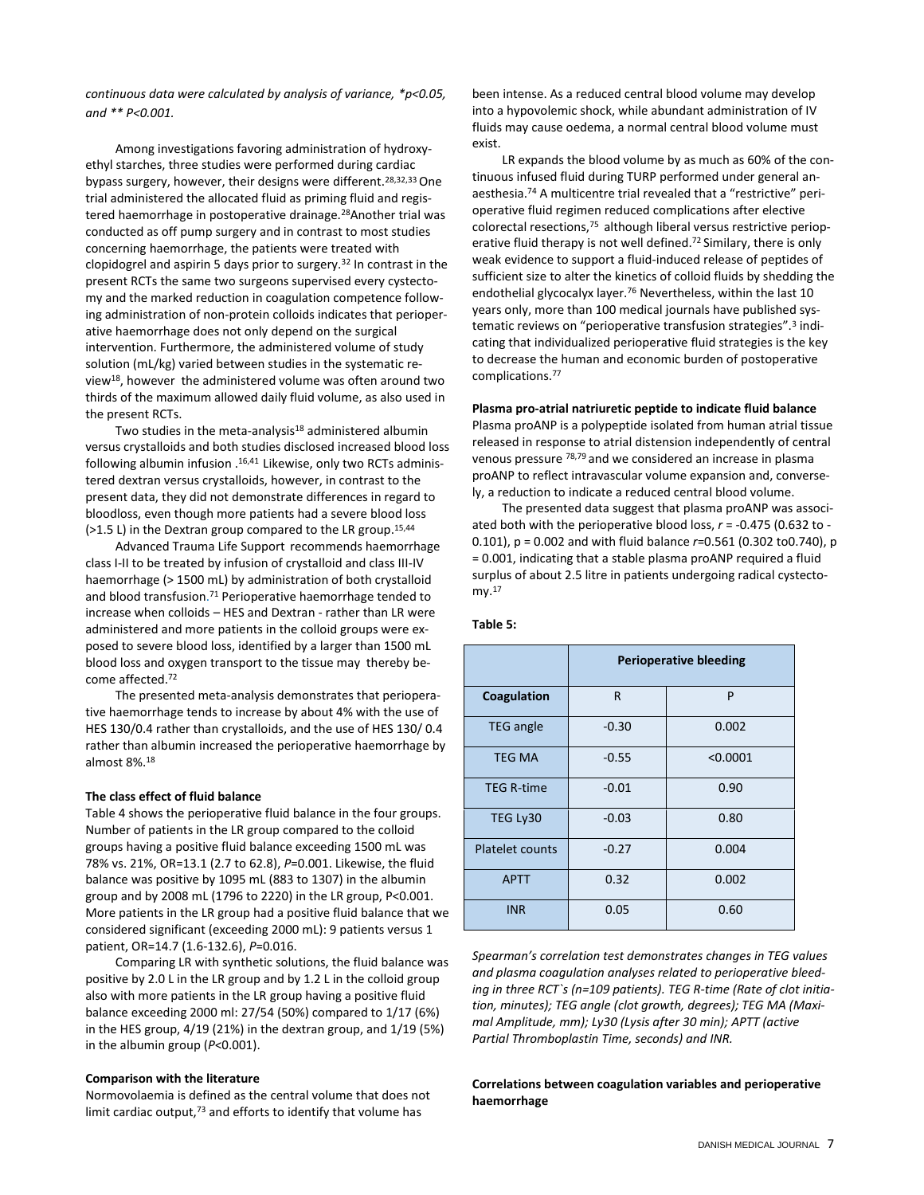*continuous data were calculated by analysis of variance, *p<0.05, and ** P<0.001.*

Among investigations favoring administration of hydroxyethyl starches, three studies were performed during cardiac bypass surgery, however, their designs were different.[28,32,33] One trial administered the allocated fluid as priming fluid and registered haemorrhage in postoperative drainage.[28] Another trial was conducted as off pump surgery and in contrast to most studies concerning haemorrhage, the patients were treated with clopidogrel and aspirin 5 days prior to surgery.[32] In contrast in the present RCTs the same two surgeons supervised every cystectomy and the marked reduction in coagulation competence following administration of non-protein colloids indicates that perioperative haemorrhage does not only depend on the surgical intervention. Furthermore, the administered volume of study solution (mL/kg) varied between studies in the systematic review[18], however the administered volume was often around two thirds of the maximum allowed daily fluid volume, as also used in the present RCTs.

Two studies in the meta-analysis[18] administered albumin versus crystalloids and both studies disclosed increased blood loss following albumin infusion .[16,41] Likewise, only two RCTs administered dextran versus crystalloids, however, in contrast to the present data, they did not demonstrate differences in regard to bloodloss, even though more patients had a severe blood loss (>1.5 L) in the Dextran group compared to the LR group.[15,44]

Advanced Trauma Life Support recommends haemorrhage class I-II to be treated by infusion of crystalloid and class III-IV haemorrhage (> 1500 mL) by administration of both crystalloid and blood transfusion.[71] Perioperative haemorrhage tended to increase when colloids – HES and Dextran - rather than LR were administered and more patients in the colloid groups were exposed to severe blood loss, identified by a larger than 1500 mL blood loss and oxygen transport to the tissue may thereby become affected.[72]

The presented meta-analysis demonstrates that perioperative haemorrhage tends to increase by about 4% with the use of HES 130/0.4 rather than crystalloids, and the use of HES 130/ 0.4 rather than albumin increased the perioperative haemorrhage by almost 8%.[18]

**The class effect of fluid balance**

Table 4 shows the perioperative fluid balance in the four groups. Number of patients in the LR group compared to the colloid groups having a positive fluid balance exceeding 1500 mL was 78% vs. 21%, OR=13.1 (2.7 to 62.8), *P*=0.001. Likewise, the fluid balance was positive by 1095 mL (883 to 1307) in the albumin group and by 2008 mL (1796 to 2220) in the LR group, P<0.001. More patients in the LR group had a positive fluid balance that we considered significant (exceeding 2000 mL): 9 patients versus 1 patient, OR=14.7 (1.6-132.6), *P*=0.016.

Comparing LR with synthetic solutions, the fluid balance was positive by 2.0 L in the LR group and by 1.2 L in the colloid group also with more patients in the LR group having a positive fluid balance exceeding 2000 ml: 27/54 (50%) compared to 1/17 (6%) in the HES group, 4/19 (21%) in the dextran group, and 1/19 (5%) in the albumin group (*P*<0.001).

**Comparison with the literature**

Normovolaemia is defined as the central volume that does not limit cardiac output,[73] and efforts to identify that volume has been intense. As a reduced central blood volume may develop into a hypovolemic shock, while abundant administration of IV fluids may cause oedema, a normal central blood volume must exist.

LR expands the blood volume by as much as 60% of the continuous infused fluid during TURP performed under general anaesthesia.[74] A multicentre trial revealed that a "restrictive" perioperative fluid regimen reduced complications after elective colorectal resections,[75] although liberal versus restrictive perioperative fluid therapy is not well defined.[72] Similary, there is only weak evidence to support a fluid-induced release of peptides of sufficient size to alter the kinetics of colloid fluids by shedding the endothelial glycocalyx layer.[76] Nevertheless, within the last 10 years only, more than 100 medical journals have published systematic reviews on "perioperative transfusion strategies".[3] indicating that individualized perioperative fluid strategies is the key to decrease the human and economic burden of postoperative complications.[77]

**Plasma pro-atrial natriuretic peptide to indicate fluid balance**

Plasma proANP is a polypeptide isolated from human atrial tissue released in response to atrial distension independently of central venous pressure [78,79] and we considered an increase in plasma proANP to reflect intravascular volume expansion and, conversely, a reduction to indicate a reduced central blood volume.

The presented data suggest that plasma proANP was associated both with the perioperative blood loss, *r* = -0.475 (0.632 to -0.101), p = 0.002 and with fluid balance *r*=0.561 (0.302 to0.740), p = 0.001, indicating that a stable plasma proANP required a fluid surplus of about 2.5 litre in patients undergoing radical cystectomy.[17]

**Table 5:**

| | Perioperative bleeding | |
|---|---|---|
| **Coagulation** | R | P |
| TEG angle | -0.30 | 0.002 |
| TEG MA | -0.55 | <0.0001 |
| TEG R-time | -0.01 | 0.90 |
| TEG Ly30 | -0.03 | 0.80 |
| Platelet counts | -0.27 | 0.004 |
| APTT | 0.32 | 0.002 |
| INR | 0.05 | 0.60 |

*Spearman's correlation test demonstrates changes in TEG values and plasma coagulation analyses related to perioperative bleeding in three RCT`s (n=109 patients). TEG R-time (Rate of clot initiation, minutes); TEG angle (clot growth, degrees); TEG MA (Maximal Amplitude, mm); Ly30 (Lysis after 30 min); APTT (active Partial Thromboplastin Time, seconds) and INR.*

**Correlations between coagulation variables and perioperative haemorrhage**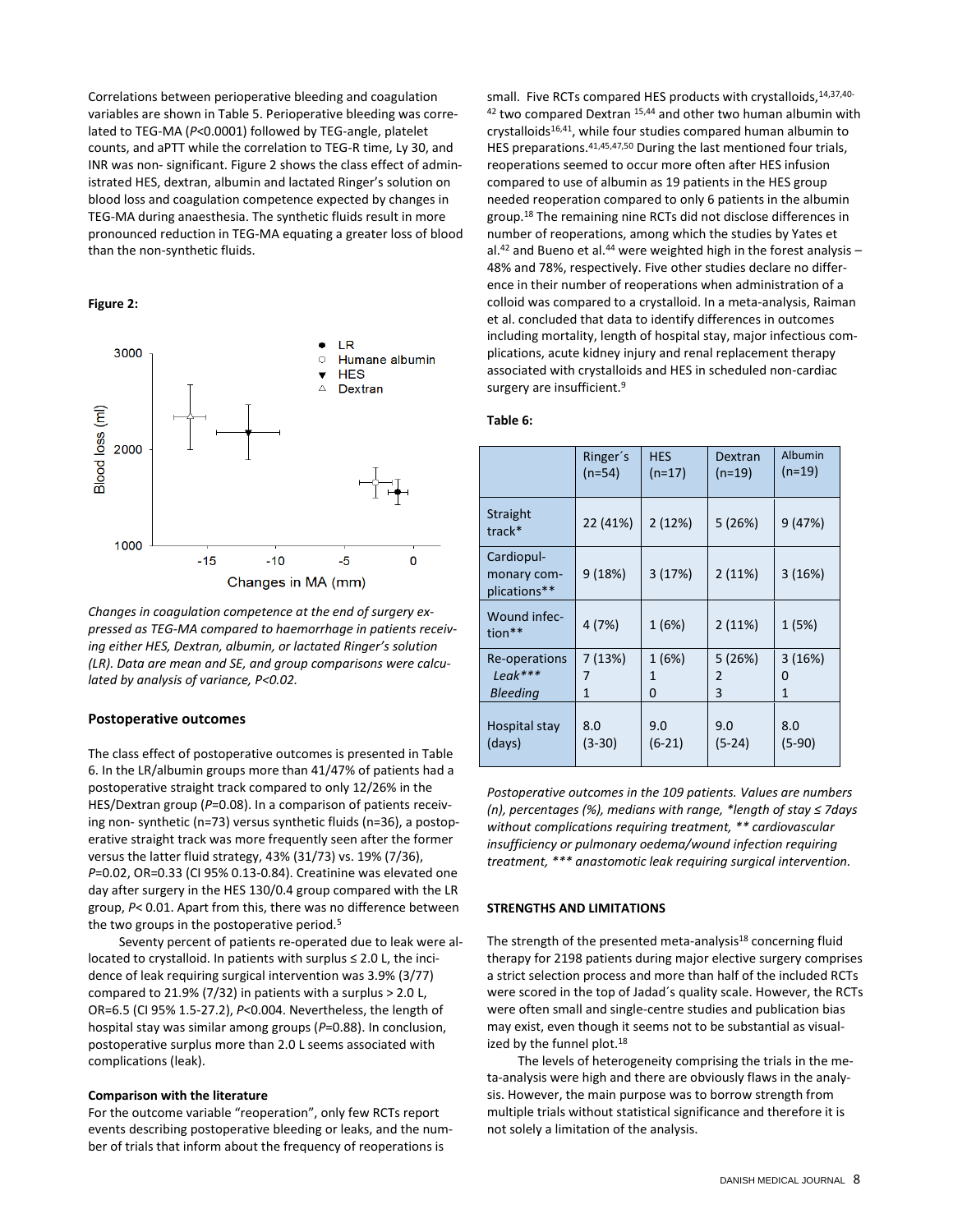Correlations between perioperative bleeding and coagulation variables are shown in Table 5. Perioperative bleeding was correlated to TEG-MA ($P$<0.0001) followed by TEG-angle, platelet counts, and aPTT while the correlation to TEG-R time, Ly 30, and INR was non- significant. Figure 2 shows the class effect of administrated HES, dextran, albumin and lactated Ringer's solution on blood loss and coagulation competence expected by changes in TEG-MA during anaesthesia. The synthetic fluids result in more pronounced reduction in TEG-MA equating a greater loss of blood than the non-synthetic fluids.

**Figure 2:**

*Changes in coagulation competence at the end of surgery expressed as TEG-MA compared to haemorrhage in patients receiving either HES, Dextran, albumin, or lactated Ringer's solution (LR). Data are mean and SE, and group comparisons were calculated by analysis of variance, P<0.02.*

### Postoperative outcomes

The class effect of postoperative outcomes is presented in Table 6. In the LR/albumin groups more than 41/47% of patients had a postoperative straight track compared to only 12/26% in the HES/Dextran group ($P$=0.08). In a comparison of patients receiving non- synthetic (n=73) versus synthetic fluids (n=36), a postoperative straight track was more frequently seen after the former versus the latter fluid strategy, 43% (31/73) vs. 19% (7/36), $P$=0.02, OR=0.33 (CI 95% 0.13-0.84). Creatinine was elevated one day after surgery in the HES 130/0.4 group compared with the LR group, $P$< 0.01. Apart from this, there was no difference between the two groups in the postoperative period.[5]

Seventy percent of patients re-operated due to leak were allocated to crystalloid. In patients with surplus ≤ 2.0 L, the incidence of leak requiring surgical intervention was 3.9% (3/77) compared to 21.9% (7/32) in patients with a surplus > 2.0 L, OR=6.5 (CI 95% 1.5-27.2), $P$<0.004. Nevertheless, the length of hospital stay was similar among groups ($P$=0.88). In conclusion, postoperative surplus more than 2.0 L seems associated with complications (leak).

#### Comparison with the literature

For the outcome variable "reoperation", only few RCTs report events describing postoperative bleeding or leaks, and the number of trials that inform about the frequency of reoperations is small. Five RCTs compared HES products with crystalloids,[14,37,40-42] two compared Dextran [15,44] and other two human albumin with crystalloids[16,41], while four studies compared human albumin to HES preparations.[41,45,47,50] During the last mentioned four trials, reoperations seemed to occur more often after HES infusion compared to use of albumin as 19 patients in the HES group needed reoperation compared to only 6 patients in the albumin group.[18] The remaining nine RCTs did not disclose differences in number of reoperations, among which the studies by Yates et al.[42] and Bueno et al.[44] were weighted high in the forest analysis – 48% and 78%, respectively. Five other studies declare no difference in their number of reoperations when administration of a colloid was compared to a crystalloid. In a meta-analysis, Raiman et al. concluded that data to identify differences in outcomes including mortality, length of hospital stay, major infectious complications, acute kidney injury and renal replacement therapy associated with crystalloids and HES in scheduled non-cardiac surgery are insufficient.[9]

**Table 6:**

| | Ringer´s (n=54) | HES (n=17) | Dextran (n=19) | Albumin (n=19) |
|---|---|---|---|---|
| Straight track* | 22 (41%) | 2 (12%) | 5 (26%) | 9 (47%) |
| Cardiopulmonary complications** | 9 (18%) | 3 (17%) | 2 (11%) | 3 (16%) |
| Wound infection** | 4 (7%) | 1 (6%) | 2 (11%) | 1 (5%) |
| Re-operations | 7 (13%) | 1 (6%) | 5 (26%) | 3 (16%) |
| *Leak**** | 7 | 1 | 2 | 0 |
| *Bleeding* | 1 | 0 | 3 | 1 |
| Hospital stay (days) | 8.0 (3-30) | 9.0 (6-21) | 9.0 (5-24) | 8.0 (5-90) |

*Postoperative outcomes in the 109 patients. Values are numbers (n), percentages (%), medians with range, *length of stay ≤ 7days without complications requiring treatment, ** cardiovascular insufficiency or pulmonary oedema/wound infection requiring treatment, *** anastomotic leak requiring surgical intervention.*

### STRENGTHS AND LIMITATIONS

The strength of the presented meta-analysis[18] concerning fluid therapy for 2198 patients during major elective surgery comprises a strict selection process and more than half of the included RCTs were scored in the top of Jadad´s quality scale. However, the RCTs were often small and single-centre studies and publication bias may exist, even though it seems not to be substantial as visualized by the funnel plot.[18]

The levels of heterogeneity comprising the trials in the meta-analysis were high and there are obviously flaws in the analysis. However, the main purpose was to borrow strength from multiple trials without statistical significance and therefore it is not solely a limitation of the analysis.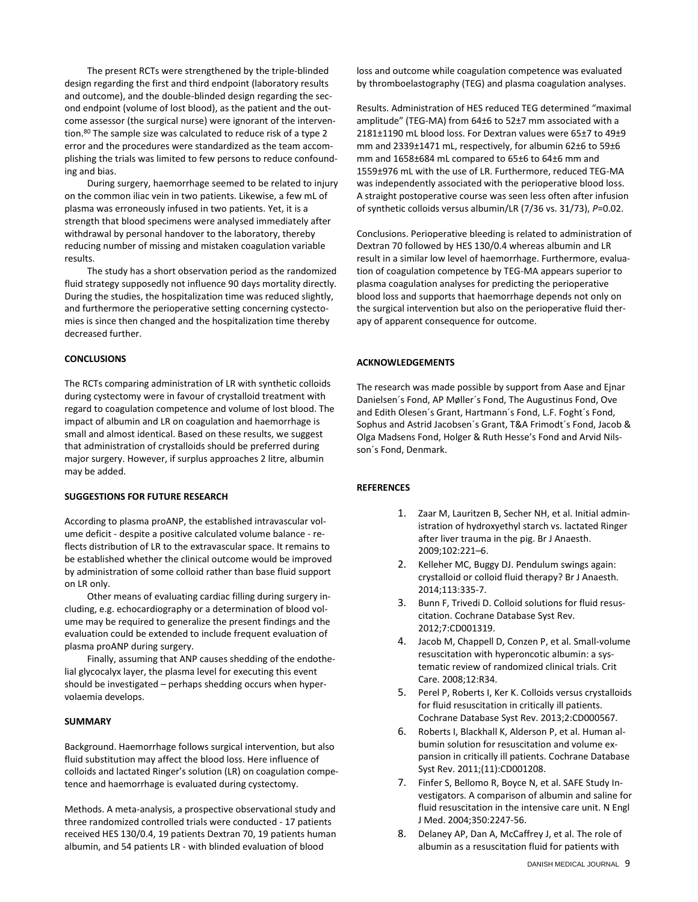The present RCTs were strengthened by the triple-blinded design regarding the first and third endpoint (laboratory results and outcome), and the double-blinded design regarding the second endpoint (volume of lost blood), as the patient and the outcome assessor (the surgical nurse) were ignorant of the intervention.[80] The sample size was calculated to reduce risk of a type 2 error and the procedures were standardized as the team accomplishing the trials was limited to few persons to reduce confounding and bias.

During surgery, haemorrhage seemed to be related to injury on the common iliac vein in two patients. Likewise, a few mL of plasma was erroneously infused in two patients. Yet, it is a strength that blood specimens were analysed immediately after withdrawal by personal handover to the laboratory, thereby reducing number of missing and mistaken coagulation variable results.

The study has a short observation period as the randomized fluid strategy supposedly not influence 90 days mortality directly. During the studies, the hospitalization time was reduced slightly, and furthermore the perioperative setting concerning cystectomies is since then changed and the hospitalization time thereby decreased further.

## CONCLUSIONS

The RCTs comparing administration of LR with synthetic colloids during cystectomy were in favour of crystalloid treatment with regard to coagulation competence and volume of lost blood. The impact of albumin and LR on coagulation and haemorrhage is small and almost identical. Based on these results, we suggest that administration of crystalloids should be preferred during major surgery. However, if surplus approaches 2 litre, albumin may be added.

## SUGGESTIONS FOR FUTURE RESEARCH

According to plasma proANP, the established intravascular volume deficit - despite a positive calculated volume balance - reflects distribution of LR to the extravascular space. It remains to be established whether the clinical outcome would be improved by administration of some colloid rather than base fluid support on LR only.

Other means of evaluating cardiac filling during surgery including, e.g. echocardiography or a determination of blood volume may be required to generalize the present findings and the evaluation could be extended to include frequent evaluation of plasma proANP during surgery.

Finally, assuming that ANP causes shedding of the endothelial glycocalyx layer, the plasma level for executing this event should be investigated – perhaps shedding occurs when hypervolaemia develops.

## SUMMARY

Background. Haemorrhage follows surgical intervention, but also fluid substitution may affect the blood loss. Here influence of colloids and lactated Ringer's solution (LR) on coagulation competence and haemorrhage is evaluated during cystectomy.

Methods. A meta-analysis, a prospective observational study and three randomized controlled trials were conducted - 17 patients received HES 130/0.4, 19 patients Dextran 70, 19 patients human albumin, and 54 patients LR - with blinded evaluation of blood loss and outcome while coagulation competence was evaluated by thromboelastography (TEG) and plasma coagulation analyses.

Results. Administration of HES reduced TEG determined "maximal amplitude" (TEG-MA) from 64±6 to 52±7 mm associated with a 2181±1190 mL blood loss. For Dextran values were 65±7 to 49±9 mm and 2339±1471 mL, respectively, for albumin 62±6 to 59±6 mm and 1658±684 mL compared to 65±6 to 64±6 mm and 1559±976 mL with the use of LR. Furthermore, reduced TEG-MA was independently associated with the perioperative blood loss. A straight postoperative course was seen less often after infusion of synthetic colloids versus albumin/LR (7/36 vs. 31/73), *P*=0.02.

Conclusions. Perioperative bleeding is related to administration of Dextran 70 followed by HES 130/0.4 whereas albumin and LR result in a similar low level of haemorrhage. Furthermore, evaluation of coagulation competence by TEG-MA appears superior to plasma coagulation analyses for predicting the perioperative blood loss and supports that haemorrhage depends not only on the surgical intervention but also on the perioperative fluid therapy of apparent consequence for outcome.

## ACKNOWLEDGEMENTS

The research was made possible by support from Aase and Ejnar Danielsen´s Fond, AP Møller´s Fond, The Augustinus Fond, Ove and Edith Olesen´s Grant, Hartmann´s Fond, L.F. Foght´s Fond, Sophus and Astrid Jacobsen´s Grant, T&A Frimodt´s Fond, Jacob & Olga Madsens Fond, Holger & Ruth Hesse's Fond and Arvid Nilsson´s Fond, Denmark.

## REFERENCES

1. Zaar M, Lauritzen B, Secher NH, et al. Initial administration of hydroxyethyl starch vs. lactated Ringer after liver trauma in the pig. Br J Anaesth. 2009;102:221–6.
2. Kelleher MC, Buggy DJ. Pendulum swings again: crystalloid or colloid fluid therapy? Br J Anaesth. 2014;113:335-7.
3. Bunn F, Trivedi D. Colloid solutions for fluid resuscitation. Cochrane Database Syst Rev. 2012;7:CD001319.
4. Jacob M, Chappell D, Conzen P, et al. Small-volume resuscitation with hyperoncotic albumin: a systematic review of randomized clinical trials. Crit Care. 2008;12:R34.
5. Perel P, Roberts I, Ker K. Colloids versus crystalloids for fluid resuscitation in critically ill patients. Cochrane Database Syst Rev. 2013;2:CD000567.
6. Roberts I, Blackhall K, Alderson P, et al. Human albumin solution for resuscitation and volume expansion in critically ill patients. Cochrane Database Syst Rev. 2011;(11):CD001208.
7. Finfer S, Bellomo R, Boyce N, et al. SAFE Study Investigators. A comparison of albumin and saline for fluid resuscitation in the intensive care unit. N Engl J Med. 2004;350:2247-56.
8. Delaney AP, Dan A, McCaffrey J, et al. The role of albumin as a resuscitation fluid for patients with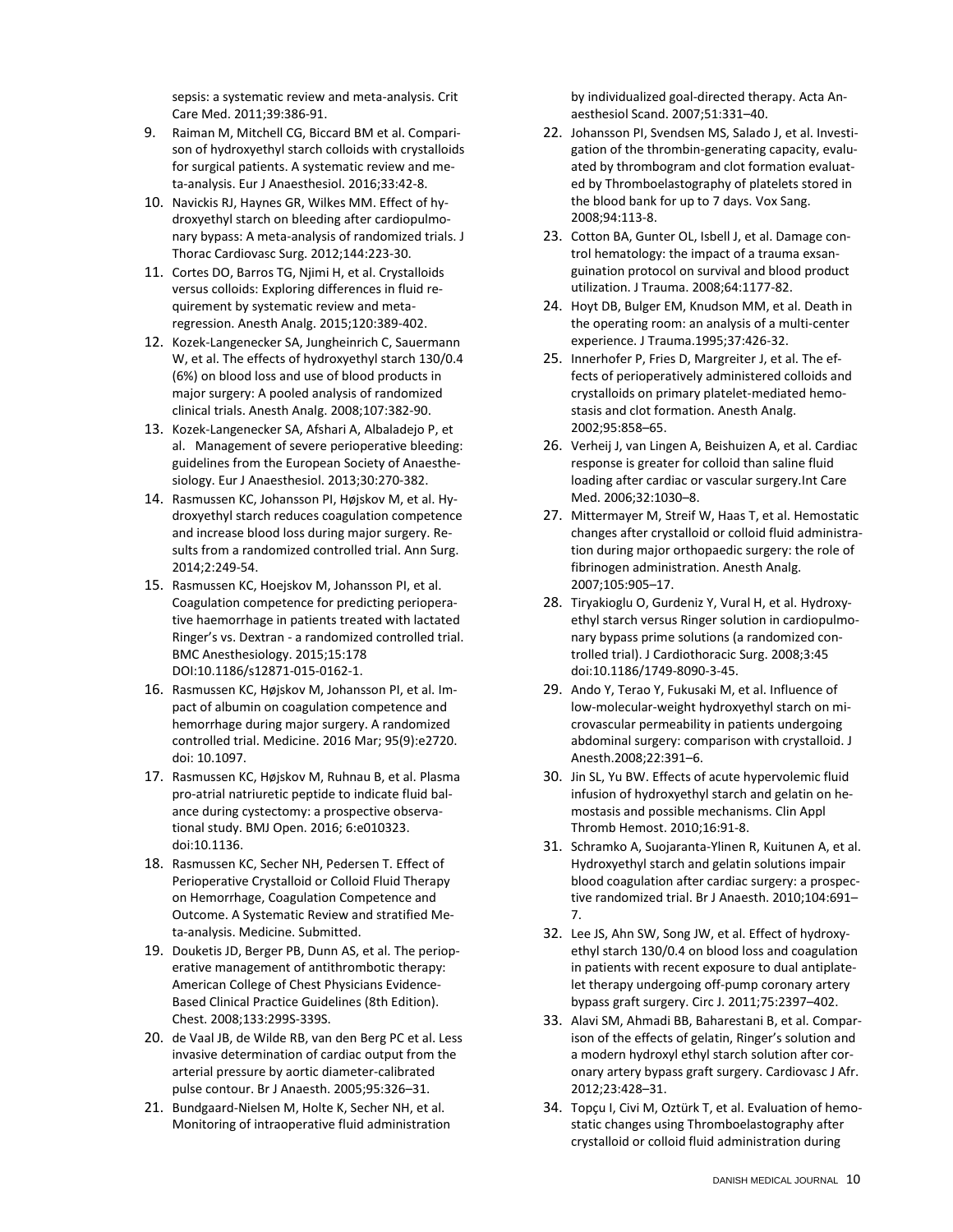sepsis: a systematic review and meta-analysis. Crit Care Med. 2011;39:386-91.

9. Raiman M, Mitchell CG, Biccard BM et al. Comparison of hydroxyethyl starch colloids with crystalloids for surgical patients. A systematic review and meta-analysis. Eur J Anaesthesiol. 2016;33:42-8.
10. Navickis RJ, Haynes GR, Wilkes MM. Effect of hydroxyethyl starch on bleeding after cardiopulmonary bypass: A meta-analysis of randomized trials. J Thorac Cardiovasc Surg. 2012;144:223-30.
11. Cortes DO, Barros TG, Njimi H, et al. Crystalloids versus colloids: Exploring differences in fluid requirement by systematic review and meta-regression. Anesth Analg. 2015;120:389-402.
12. Kozek-Langenecker SA, Jungheinrich C, Sauermann W, et al. The effects of hydroxyethyl starch 130/0.4 (6%) on blood loss and use of blood products in major surgery: A pooled analysis of randomized clinical trials. Anesth Analg. 2008;107:382-90.
13. Kozek-Langenecker SA, Afshari A, Albaladejo P, et al. Management of severe perioperative bleeding: guidelines from the European Society of Anaesthesiology. Eur J Anaesthesiol. 2013;30:270-382.
14. Rasmussen KC, Johansson PI, Højskov M, et al. Hydroxyethyl starch reduces coagulation competence and increase blood loss during major surgery. Results from a randomized controlled trial. Ann Surg. 2014;2:249-54.
15. Rasmussen KC, Hoejskov M, Johansson PI, et al. Coagulation competence for predicting perioperative haemorrhage in patients treated with lactated Ringer's vs. Dextran - a randomized controlled trial. BMC Anesthesiology. 2015;15:178 DOI:10.1186/s12871-015-0162-1.
16. Rasmussen KC, Højskov M, Johansson PI, et al. Impact of albumin on coagulation competence and hemorrhage during major surgery. A randomized controlled trial. Medicine. 2016 Mar; 95(9):e2720. doi: 10.1097.
17. Rasmussen KC, Højskov M, Ruhnau B, et al. Plasma pro-atrial natriuretic peptide to indicate fluid balance during cystectomy: a prospective observational study. BMJ Open. 2016; 6:e010323. doi:10.1136.
18. Rasmussen KC, Secher NH, Pedersen T. Effect of Perioperative Crystalloid or Colloid Fluid Therapy on Hemorrhage, Coagulation Competence and Outcome. A Systematic Review and stratified Meta-analysis. Medicine. Submitted.
19. Douketis JD, Berger PB, Dunn AS, et al. The perioperative management of antithrombotic therapy: American College of Chest Physicians Evidence-Based Clinical Practice Guidelines (8th Edition). Chest. 2008;133:299S-339S.
20. de Vaal JB, de Wilde RB, van den Berg PC et al. Less invasive determination of cardiac output from the arterial pressure by aortic diameter-calibrated pulse contour. Br J Anaesth. 2005;95:326–31.
21. Bundgaard-Nielsen M, Holte K, Secher NH, et al. Monitoring of intraoperative fluid administration by individualized goal-directed therapy. Acta Anaesthesiol Scand. 2007;51:331–40.
22. Johansson PI, Svendsen MS, Salado J, et al. Investigation of the thrombin-generating capacity, evaluated by thrombogram and clot formation evaluated by Thromboelastography of platelets stored in the blood bank for up to 7 days. Vox Sang. 2008;94:113-8.
23. Cotton BA, Gunter OL, Isbell J, et al. Damage control hematology: the impact of a trauma exsanguination protocol on survival and blood product utilization. J Trauma. 2008;64:1177-82.
24. Hoyt DB, Bulger EM, Knudson MM, et al. Death in the operating room: an analysis of a multi-center experience. J Trauma.1995;37:426-32.
25. Innerhofer P, Fries D, Margreiter J, et al. The effects of perioperatively administered colloids and crystalloids on primary platelet-mediated hemostasis and clot formation. Anesth Analg. 2002;95:858–65.
26. Verheij J, van Lingen A, Beishuizen A, et al. Cardiac response is greater for colloid than saline fluid loading after cardiac or vascular surgery.Int Care Med. 2006;32:1030–8.
27. Mittermayer M, Streif W, Haas T, et al. Hemostatic changes after crystalloid or colloid fluid administration during major orthopaedic surgery: the role of fibrinogen administration. Anesth Analg. 2007;105:905–17.
28. Tiryakioglu O, Gurdeniz Y, Vural H, et al. Hydroxyethyl starch versus Ringer solution in cardiopulmonary bypass prime solutions (a randomized controlled trial). J Cardiothoracic Surg. 2008;3:45 doi:10.1186/1749-8090-3-45.
29. Ando Y, Terao Y, Fukusaki M, et al. Influence of low-molecular-weight hydroxyethyl starch on microvascular permeability in patients undergoing abdominal surgery: comparison with crystalloid. J Anesth.2008;22:391–6.
30. Jin SL, Yu BW. Effects of acute hypervolemic fluid infusion of hydroxyethyl starch and gelatin on hemostasis and possible mechanisms. Clin Appl Thromb Hemost. 2010;16:91-8.
31. Schramko A, Suojaranta-Ylinen R, Kuitunen A, et al. Hydroxyethyl starch and gelatin solutions impair blood coagulation after cardiac surgery: a prospective randomized trial. Br J Anaesth. 2010;104:691–7.
32. Lee JS, Ahn SW, Song JW, et al. Effect of hydroxyethyl starch 130/0.4 on blood loss and coagulation in patients with recent exposure to dual antiplatelet therapy undergoing off-pump coronary artery bypass graft surgery. Circ J. 2011;75:2397–402.
33. Alavi SM, Ahmadi BB, Baharestani B, et al. Comparison of the effects of gelatin, Ringer's solution and a modern hydroxyl ethyl starch solution after coronary artery bypass graft surgery. Cardiovasc J Afr. 2012;23:428–31.
34. Topçu I, Civi M, Oztürk T, et al. Evaluation of hemostatic changes using Thromboelastography after crystalloid or colloid fluid administration during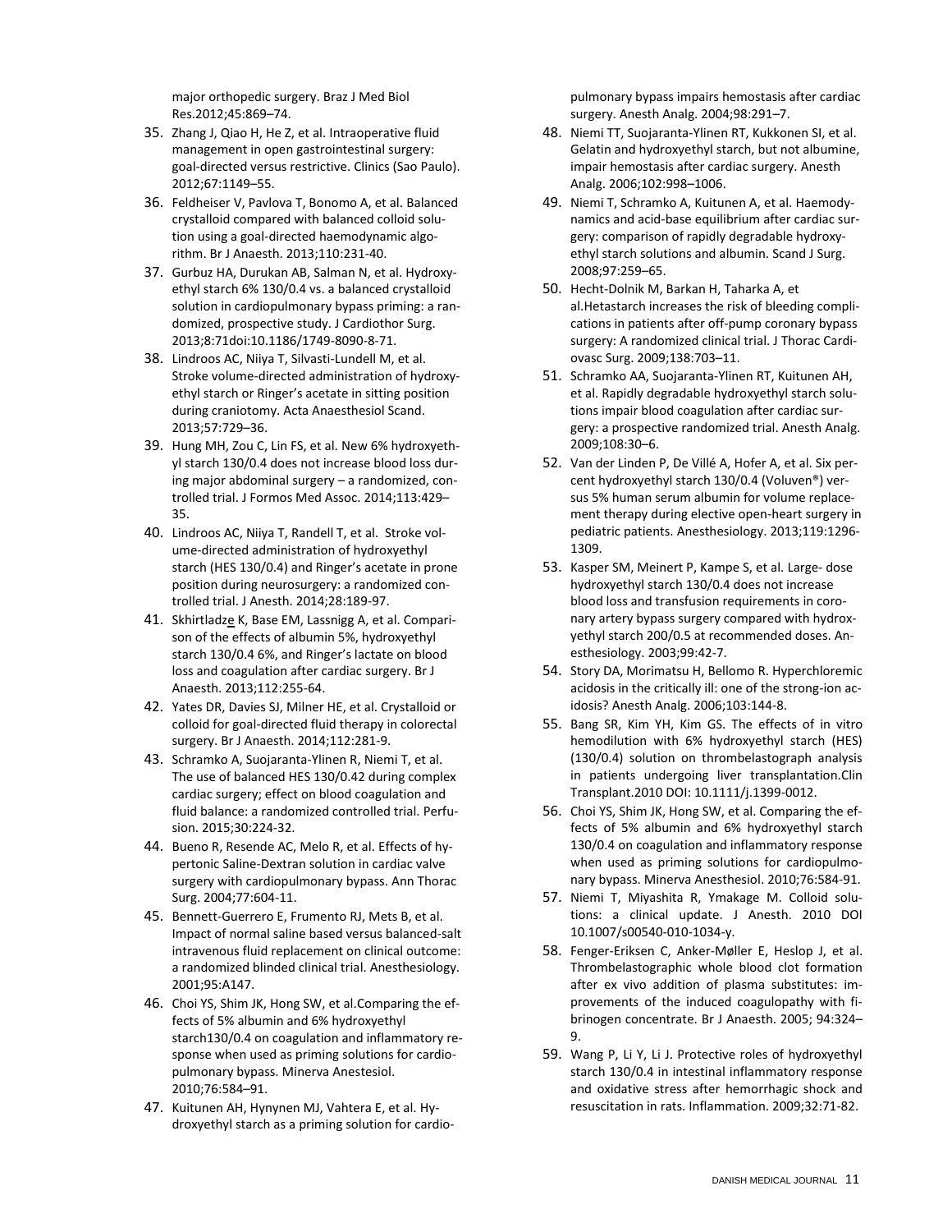major orthopedic surgery. Braz J Med Biol Res.2012;45:869–74.

35. Zhang J, Qiao H, He Z, et al. Intraoperative fluid management in open gastrointestinal surgery: goal-directed versus restrictive. Clinics (Sao Paulo). 2012;67:1149–55.
36. Feldheiser V, Pavlova T, Bonomo A, et al. Balanced crystalloid compared with balanced colloid solution using a goal-directed haemodynamic algorithm. Br J Anaesth. 2013;110:231-40.
37. Gurbuz HA, Durukan AB, Salman N, et al. Hydroxyethyl starch 6% 130/0.4 vs. a balanced crystalloid solution in cardiopulmonary bypass priming: a randomized, prospective study. J Cardiothor Surg. 2013;8:71doi:10.1186/1749-8090-8-71.
38. Lindroos AC, Niiya T, Silvasti-Lundell M, et al. Stroke volume-directed administration of hydroxyethyl starch or Ringer's acetate in sitting position during craniotomy. Acta Anaesthesiol Scand. 2013;57:729–36.
39. Hung MH, Zou C, Lin FS, et al. New 6% hydroxyethyl starch 130/0.4 does not increase blood loss during major abdominal surgery – a randomized, controlled trial. J Formos Med Assoc. 2014;113:429–35.
40. Lindroos AC, Niiya T, Randell T, et al. Stroke volume-directed administration of hydroxyethyl starch (HES 130/0.4) and Ringer's acetate in prone position during neurosurgery: a randomized controlled trial. J Anesth. 2014;28:189-97.
41. Skhirtladze K, Base EM, Lassnigg A, et al. Comparison of the effects of albumin 5%, hydroxyethyl starch 130/0.4 6%, and Ringer's lactate on blood loss and coagulation after cardiac surgery. Br J Anaesth. 2013;112:255-64.
42. Yates DR, Davies SJ, Milner HE, et al. Crystalloid or colloid for goal-directed fluid therapy in colorectal surgery. Br J Anaesth. 2014;112:281-9.
43. Schramko A, Suojaranta-Ylinen R, Niemi T, et al. The use of balanced HES 130/0.42 during complex cardiac surgery; effect on blood coagulation and fluid balance: a randomized controlled trial. Perfusion. 2015;30:224-32.
44. Bueno R, Resende AC, Melo R, et al. Effects of hypertonic Saline-Dextran solution in cardiac valve surgery with cardiopulmonary bypass. Ann Thorac Surg. 2004;77:604-11.
45. Bennett-Guerrero E, Frumento RJ, Mets B, et al. Impact of normal saline based versus balanced-salt intravenous fluid replacement on clinical outcome: a randomized blinded clinical trial. Anesthesiology. 2001;95:A147.
46. Choi YS, Shim JK, Hong SW, et al.Comparing the effects of 5% albumin and 6% hydroxyethyl starch130/0.4 on coagulation and inflammatory response when used as priming solutions for cardiopulmonary bypass. Minerva Anestesiol. 2010;76:584–91.
47. Kuitunen AH, Hynynen MJ, Vahtera E, et al. Hydroxyethyl starch as a priming solution for cardiopulmonary bypass impairs hemostasis after cardiac surgery. Anesth Analg. 2004;98:291–7.
48. Niemi TT, Suojaranta-Ylinen RT, Kukkonen SI, et al. Gelatin and hydroxyethyl starch, but not albumine, impair hemostasis after cardiac surgery. Anesth Analg. 2006;102:998–1006.
49. Niemi T, Schramko A, Kuitunen A, et al. Haemodynamics and acid-base equilibrium after cardiac surgery: comparison of rapidly degradable hydroxyethyl starch solutions and albumin. Scand J Surg. 2008;97:259–65.
50. Hecht-Dolnik M, Barkan H, Taharka A, et al.Hetastarch increases the risk of bleeding complications in patients after off-pump coronary bypass surgery: A randomized clinical trial. J Thorac Cardiovasc Surg. 2009;138:703–11.
51. Schramko AA, Suojaranta-Ylinen RT, Kuitunen AH, et al. Rapidly degradable hydroxyethyl starch solutions impair blood coagulation after cardiac surgery: a prospective randomized trial. Anesth Analg. 2009;108:30–6.
52. Van der Linden P, De Villé A, Hofer A, et al. Six percent hydroxyethyl starch 130/0.4 (Voluven®) versus 5% human serum albumin for volume replacement therapy during elective open-heart surgery in pediatric patients. Anesthesiology. 2013;119:1296-1309.
53. Kasper SM, Meinert P, Kampe S, et al. Large- dose hydroxyethyl starch 130/0.4 does not increase blood loss and transfusion requirements in coronary artery bypass surgery compared with hydroxyethyl starch 200/0.5 at recommended doses. Anesthesiology. 2003;99:42-7.
54. Story DA, Morimatsu H, Bellomo R. Hyperchloremic acidosis in the critically ill: one of the strong-ion acidosis? Anesth Analg. 2006;103:144-8.
55. Bang SR, Kim YH, Kim GS. The effects of in vitro hemodilution with 6% hydroxyethyl starch (HES) (130/0.4) solution on thrombelastograph analysis in patients undergoing liver transplantation.Clin Transplant.2010 DOI: 10.1111/j.1399-0012.
56. Choi YS, Shim JK, Hong SW, et al. Comparing the effects of 5% albumin and 6% hydroxyethyl starch 130/0.4 on coagulation and inflammatory response when used as priming solutions for cardiopulmonary bypass. Minerva Anesthesiol. 2010;76:584-91.
57. Niemi T, Miyashita R, Ymakage M. Colloid solutions: a clinical update. J Anesth. 2010 DOI 10.1007/s00540-010-1034-y.
58. Fenger-Eriksen C, Anker-Møller E, Heslop J, et al. Thrombelastographic whole blood clot formation after ex vivo addition of plasma substitutes: improvements of the induced coagulopathy with fibrinogen concentrate. Br J Anaesth. 2005; 94:324–9.
59. Wang P, Li Y, Li J. Protective roles of hydroxyethyl starch 130/0.4 in intestinal inflammatory response and oxidative stress after hemorrhagic shock and resuscitation in rats. Inflammation. 2009;32:71-82.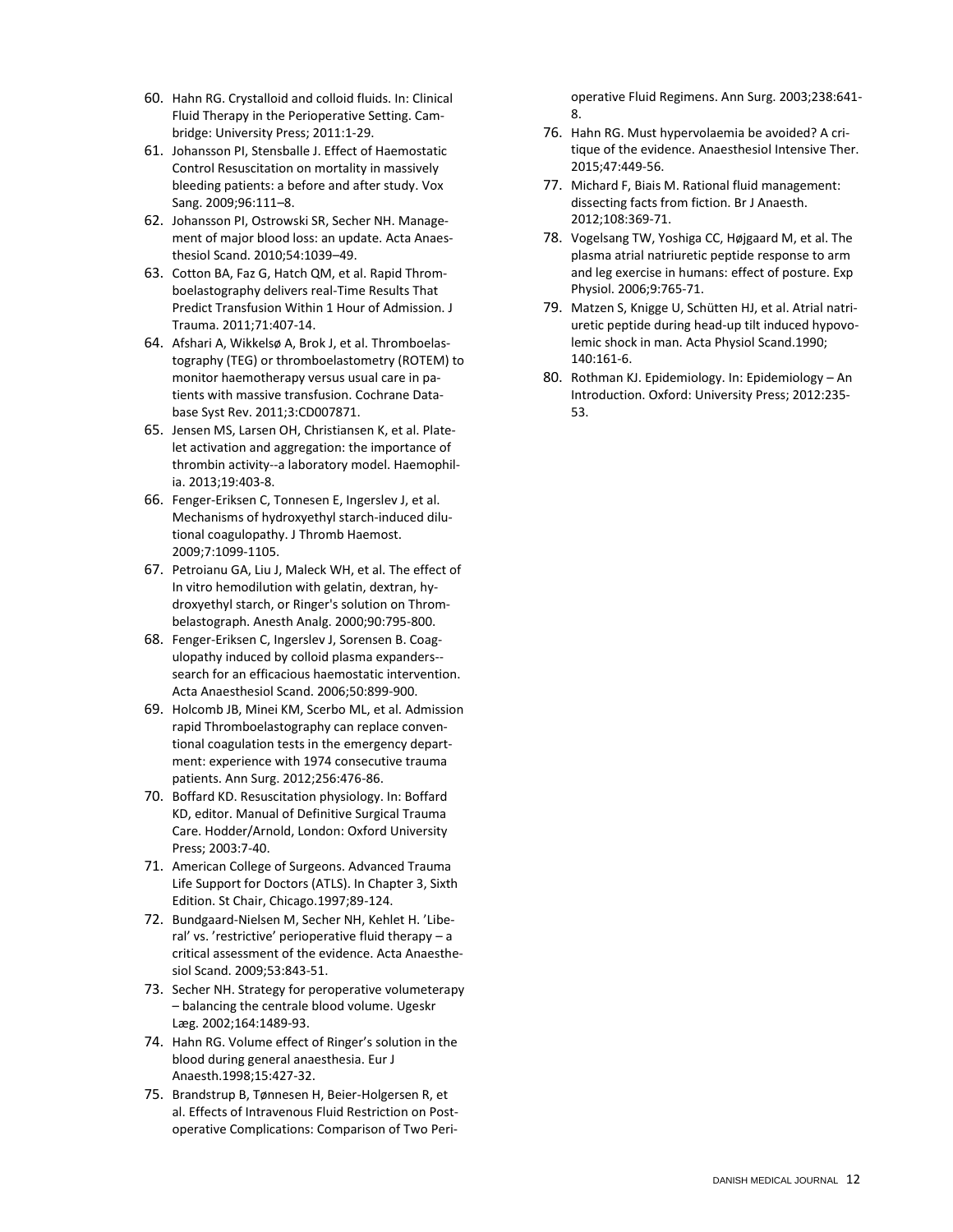60. Hahn RG. Crystalloid and colloid fluids. In: Clinical Fluid Therapy in the Perioperative Setting. Cambridge: University Press; 2011:1-29.
61. Johansson PI, Stensballe J. Effect of Haemostatic Control Resuscitation on mortality in massively bleeding patients: a before and after study. Vox Sang. 2009;96:111–8.
62. Johansson PI, Ostrowski SR, Secher NH. Management of major blood loss: an update. Acta Anaesthesiol Scand. 2010;54:1039–49.
63. Cotton BA, Faz G, Hatch QM, et al. Rapid Thrombelastography delivers real-Time Results That Predict Transfusion Within 1 Hour of Admission. J Trauma. 2011;71:407-14.
64. Afshari A, Wikkelsø A, Brok J, et al. Thromboelastography (TEG) or thromboelastometry (ROTEM) to monitor haemotherapy versus usual care in patients with massive transfusion. Cochrane Database Syst Rev. 2011;3:CD007871.
65. Jensen MS, Larsen OH, Christiansen K, et al. Platelet activation and aggregation: the importance of thrombin activity--a laboratory model. Haemophilia. 2013;19:403-8.
66. Fenger-Eriksen C, Tonnesen E, Ingerslev J, et al. Mechanisms of hydroxyethyl starch-induced dilutional coagulopathy. J Thromb Haemost. 2009;7:1099-1105.
67. Petroianu GA, Liu J, Maleck WH, et al. The effect of In vitro hemodilution with gelatin, dextran, hydroxyethyl starch, or Ringer's solution on Thrombelastograph. Anesth Analg. 2000;90:795-800.
68. Fenger-Eriksen C, Ingerslev J, Sorensen B. Coagulopathy induced by colloid plasma expanders--search for an efficacious haemostatic intervention. Acta Anaesthesiol Scand. 2006;50:899-900.
69. Holcomb JB, Minei KM, Scerbo ML, et al. Admission rapid Thromboelastography can replace conventional coagulation tests in the emergency department: experience with 1974 consecutive trauma patients. Ann Surg. 2012;256:476-86.
70. Boffard KD. Resuscitation physiology. In: Boffard KD, editor. Manual of Definitive Surgical Trauma Care. Hodder/Arnold, London: Oxford University Press; 2003:7-40.
71. American College of Surgeons. Advanced Trauma Life Support for Doctors (ATLS). In Chapter 3, Sixth Edition. St Chair, Chicago.1997;89-124.
72. Bundgaard-Nielsen M, Secher NH, Kehlet H. 'Liberal' vs. 'restrictive' perioperative fluid therapy – a critical assessment of the evidence. Acta Anaesthesiol Scand. 2009;53:843-51.
73. Secher NH. Strategy for peroperative volumeterapy – balancing the centrale blood volume. Ugeskr Læg. 2002;164:1489-93.
74. Hahn RG. Volume effect of Ringer's solution in the blood during general anaesthesia. Eur J Anaesth.1998;15:427-32.
75. Brandstrup B, Tønnesen H, Beier-Holgersen R, et al. Effects of Intravenous Fluid Restriction on Postoperative Complications: Comparison of Two Perioperative Fluid Regimens. Ann Surg. 2003;238:641-8.
76. Hahn RG. Must hypervolaemia be avoided? A critique of the evidence. Anaesthesiol Intensive Ther. 2015;47:449-56.
77. Michard F, Biais M. Rational fluid management: dissecting facts from fiction. Br J Anaesth. 2012;108:369-71.
78. Vogelsang TW, Yoshiga CC, Højgaard M, et al. The plasma atrial natriuretic peptide response to arm and leg exercise in humans: effect of posture. Exp Physiol. 2006;9:765-71.
79. Matzen S, Knigge U, Schütten HJ, et al. Atrial natriuretic peptide during head-up tilt induced hypovolemic shock in man. Acta Physiol Scand.1990; 140:161-6.
80. Rothman KJ. Epidemiology. In: Epidemiology – An Introduction. Oxford: University Press; 2012:235-53.